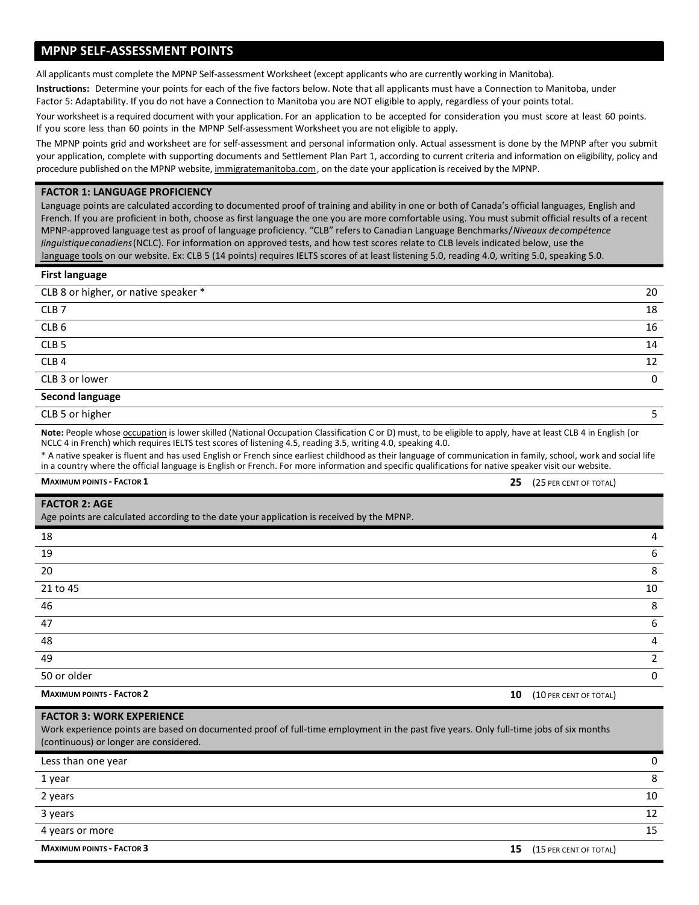## MPNP SELF-ASSESSMENT POINTS

All applicants must complete the MPNP Self-assessment Worksheet (except applicants who are currently working in Manitoba).

**Instructions:** Determine your points for each of the five factors below. Note that all applicants must have a Connection to Manitoba, under Factor 5: Adaptability. If you do not have a Connection to Manitoba you are NOT eligible to apply, regardless of your points total.

Your worksheet is a required document with your application. For an application to be accepted for consideration you must score at least 60 points. If you score less than 60 points in the MPNP Self-assessment Worksheet you are not eligible to apply.

The MPNP points grid and worksheet are for self-assessment and personal information only. Actual assessment is done by the MPNP after you submit your application, complete with supporting documents and Settlement Plan Part 1, according to current criteria and information on eligibility, policy and procedure published on the MPNP website, immigratemanitoba.com, on the date your application is received by the MPNP.

### FACTOR 1: LANGUAGE PROFICIENCY

Language points are calculated according to documented proof of training and ability in one or both of Canada's official languages, English and French. If you are proficient in both, choose as first language the one you are more comfortable using. You must submit official results of a recent MPNP-approved language test as proof of language proficiency. "CLB" refers to Canadian Language Benchmarks/*Niveaux de compétence linguistique canadiens* (NCLC). For information on approved tests, and how test scores relate to CLB levels indicated below, use the language tools on our website. Ex: CLB 5 (14 points) requires IELTS scores of at least listening 5.0, reading 4.0, writing 5.0, speaking 5.0.

| **First language** | |
|---|---|
| CLB 8 or higher, or native speaker * | 20 |
| CLB 7 | 18 |
| CLB 6 | 16 |
| CLB 5 | 14 |
| CLB 4 | 12 |
| CLB 3 or lower | 0 |
| **Second language** | |
| CLB 5 or higher | 5 |

**Note:** People whose occupation is lower skilled (National Occupation Classification C or D) must, to be eligible to apply, have at least CLB 4 in English (or NCLC 4 in French) which requires IELTS test scores of listening 4.5, reading 3.5, writing 4.0, speaking 4.0.

* A native speaker is fluent and has used English or French since earliest childhood as their language of communication in family, school, work and social life in a country where the official language is English or French. For more information and specific qualifications for native speaker visit our website.

**MAXIMUM POINTS - FACTOR 1** — **25** (25 PER CENT OF TOTAL)

### FACTOR 2: AGE

Age points are calculated according to the date your application is received by the MPNP.

| Age | Points |
|---|---|
| 18 | 4 |
| 19 | 6 |
| 20 | 8 |
| 21 to 45 | 10 |
| 46 | 8 |
| 47 | 6 |
| 48 | 4 |
| 49 | 2 |
| 50 or older | 0 |

**MAXIMUM POINTS - FACTOR 2** — **10** (10 PER CENT OF TOTAL)

### FACTOR 3: WORK EXPERIENCE

Work experience points are based on documented proof of full-time employment in the past five years. Only full-time jobs of six months (continuous) or longer are considered.

| Work experience | Points |
|---|---|
| Less than one year | 0 |
| 1 year | 8 |
| 2 years | 10 |
| 3 years | 12 |
| 4 years or more | 15 |

**MAXIMUM POINTS - FACTOR 3** — **15** (15 PER CENT OF TOTAL)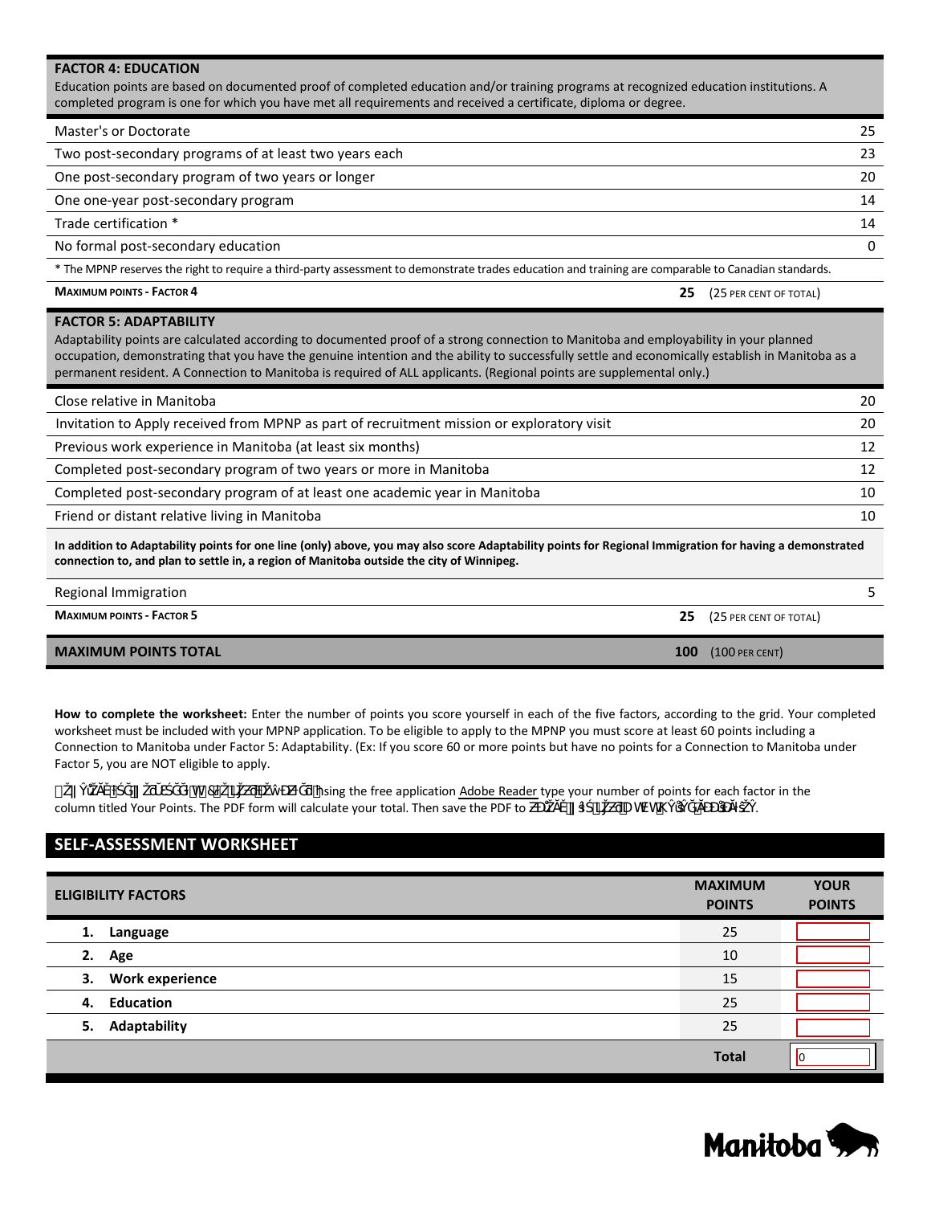## FACTOR 4: EDUCATION

Education points are based on documented proof of completed education and/or training programs at recognized education institutions. A completed program is one for which you have met all requirements and received a certificate, diploma or degree.

| | |
|---|---|
| Master's or Doctorate | 25 |
| Two post-secondary programs of at least two years each | 23 |
| One post-secondary program of two years or longer | 20 |
| One one-year post-secondary program | 14 |
| Trade certification * | 14 |
| No formal post-secondary education | 0 |

* The MPNP reserves the right to require a third-party assessment to demonstrate trades education and training are comparable to Canadian standards.

**MAXIMUM POINTS - FACTOR 4** **25** (25 PER CENT OF TOTAL)

## FACTOR 5: ADAPTABILITY

Adaptability points are calculated according to documented proof of a strong connection to Manitoba and employability in your planned occupation, demonstrating that you have the genuine intention and the ability to successfully settle and economically establish in Manitoba as a permanent resident. A Connection to Manitoba is required of ALL applicants. (Regional points are supplemental only.)

| | |
|---|---|
| Close relative in Manitoba | 20 |
| Invitation to Apply received from MPNP as part of recruitment mission or exploratory visit | 20 |
| Previous work experience in Manitoba (at least six months) | 12 |
| Completed post-secondary program of two years or more in Manitoba | 12 |
| Completed post-secondary program of at least one academic year in Manitoba | 10 |
| Friend or distant relative living in Manitoba | 10 |

**In addition to Adaptability points for one line (only) above, you may also score Adaptability points for Regional Immigration for having a demonstrated connection to, and plan to settle in, a region of Manitoba outside the city of Winnipeg.**

| | |
|---|---|
| Regional Immigration | 5 |

**MAXIMUM POINTS - FACTOR 5** **25** (25 PER CENT OF TOTAL)

**MAXIMUM POINTS TOTAL** **100** (100 PER CENT)

**How to complete the worksheet:** Enter the number of points you score yourself in each of the five factors, according to the grid. Your completed worksheet must be included with your MPNP application. To be eligible to apply to the MPNP you must score at least 60 points including a Connection to Manitoba under Factor 5: Adaptability. (Ex: If you score 60 or more points but have no points for a Connection to Manitoba under Factor 5, you are NOT eligible to apply.

Using the free application Adobe Reader type your number of points for each factor in the column titled Your Points. The PDF form will calculate your total. Then save the PDF to

## SELF-ASSESSMENT WORKSHEET

| ELIGIBILITY FACTORS | MAXIMUM POINTS | YOUR POINTS |
|---|---|---|
| 1. Language | 25 | |
| 2. Age | 10 | |
| 3. Work experience | 15 | |
| 4. Education | 25 | |
| 5. Adaptability | 25 | |
| | **Total** | 0 |